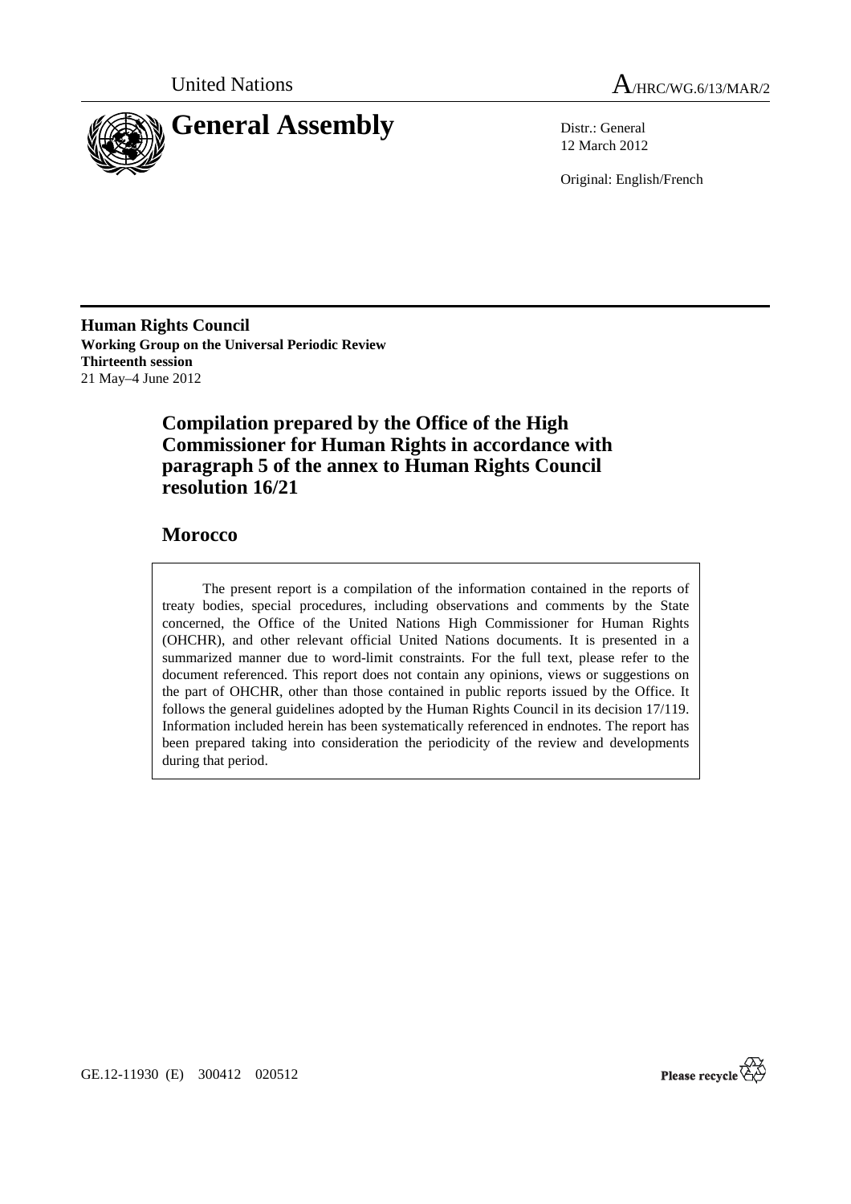United Nations

# A/HRC/WG.6/13/MAR/2

# General Assembly

Distr.: General
12 March 2012

Original: English/French

**Human Rights Council**
**Working Group on the Universal Periodic Review**
**Thirteenth session**
21 May–4 June 2012

## Compilation prepared by the Office of the High Commissioner for Human Rights in accordance with paragraph 5 of the annex to Human Rights Council resolution 16/21

## Morocco

The present report is a compilation of the information contained in the reports of treaty bodies, special procedures, including observations and comments by the State concerned, the Office of the United Nations High Commissioner for Human Rights (OHCHR), and other relevant official United Nations documents. It is presented in a summarized manner due to word-limit constraints. For the full text, please refer to the document referenced. This report does not contain any opinions, views or suggestions on the part of OHCHR, other than those contained in public reports issued by the Office. It follows the general guidelines adopted by the Human Rights Council in its decision 17/119. Information included herein has been systematically referenced in endnotes. The report has been prepared taking into consideration the periodicity of the review and developments during that period.

GE.12-11930 (E) 300412 020512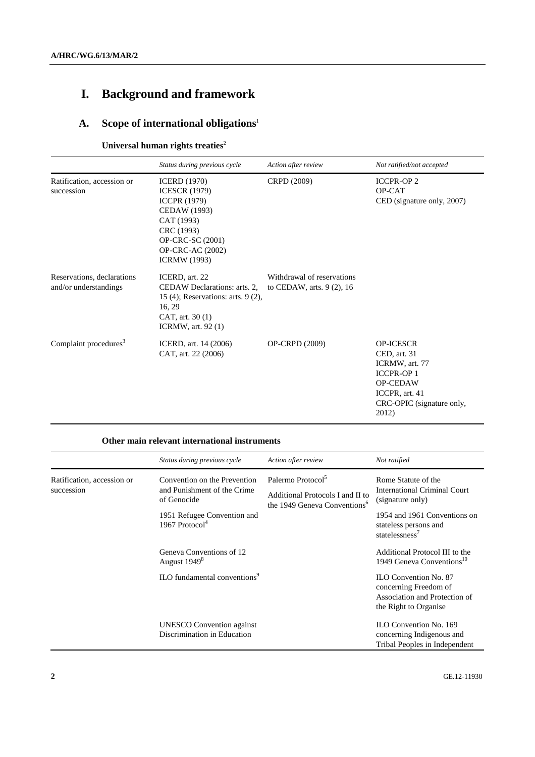# I. Background and framework

## A. Scope of international obligations[1]

### Universal human rights treaties[2]

| | *Status during previous cycle* | *Action after review* | *Not ratified/not accepted* |
|---|---|---|---|
| Ratification, accession or succession | ICERD (1970)<br>ICESCR (1979)<br>ICCPR (1979)<br>CEDAW (1993)<br>CAT (1993)<br>CRC (1993)<br>OP-CRC-SC (2001)<br>OP-CRC-AC (2002)<br>ICRMW (1993) | CRPD (2009) | ICCPR-OP 2<br>OP-CAT<br>CED (signature only, 2007) |
| Reservations, declarations and/or understandings | ICERD, art. 22<br>CEDAW Declarations: arts. 2, 15 (4); Reservations: arts. 9 (2), 16, 29<br>CAT, art. 30 (1)<br>ICRMW, art. 92 (1) | Withdrawal of reservations to CEDAW, arts. 9 (2), 16 | |
| Complaint procedures[3] | ICERD, art. 14 (2006)<br>CAT, art. 22 (2006) | OP-CRPD (2009) | OP-ICESCR<br>CED, art. 31<br>ICRMW, art. 77<br>ICCPR-OP 1<br>OP-CEDAW<br>ICCPR, art. 41<br>CRC-OPIC (signature only, 2012) |

### Other main relevant international instruments

| | *Status during previous cycle* | *Action after review* | *Not ratified* |
|---|---|---|---|
| Ratification, accession or succession | Convention on the Prevention and Punishment of the Crime of Genocide<br>1951 Refugee Convention and 1967 Protocol[4]<br>Geneva Conventions of 12 August 1949[8]<br>ILO fundamental conventions[9]<br>UNESCO Convention against Discrimination in Education | Palermo Protocol[5]<br>Additional Protocols I and II to the 1949 Geneva Conventions[6] | Rome Statute of the International Criminal Court (signature only)<br>1954 and 1961 Conventions on stateless persons and statelessness[7]<br>Additional Protocol III to the 1949 Geneva Conventions[10]<br>ILO Convention No. 87 concerning Freedom of Association and Protection of the Right to Organise<br>ILO Convention No. 169 concerning Indigenous and Tribal Peoples in Independent |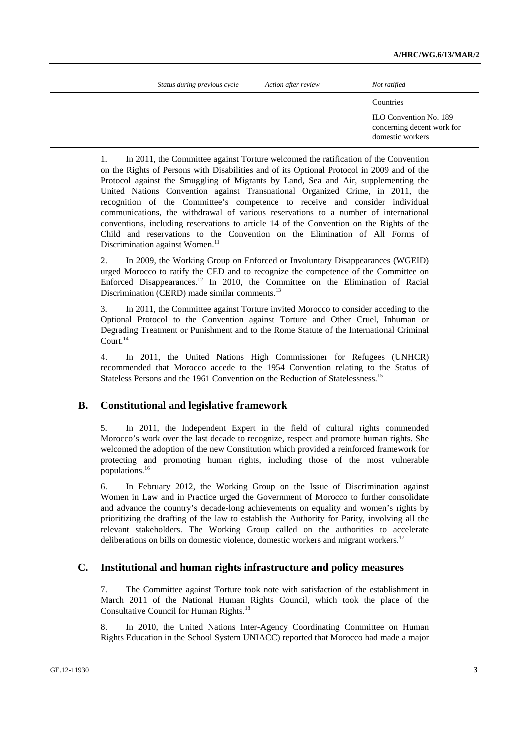| Status during previous cycle | Action after review | Not ratified |
|---|---|---|
| | | Countries |
| | | ILO Convention No. 189 concerning decent work for domestic workers |

1. In 2011, the Committee against Torture welcomed the ratification of the Convention on the Rights of Persons with Disabilities and of its Optional Protocol in 2009 and of the Protocol against the Smuggling of Migrants by Land, Sea and Air, supplementing the United Nations Convention against Transnational Organized Crime, in 2011, the recognition of the Committee's competence to receive and consider individual communications, the withdrawal of various reservations to a number of international conventions, including reservations to article 14 of the Convention on the Rights of the Child and reservations to the Convention on the Elimination of All Forms of Discrimination against Women.[11]

2. In 2009, the Working Group on Enforced or Involuntary Disappearances (WGEID) urged Morocco to ratify the CED and to recognize the competence of the Committee on Enforced Disappearances.[12] In 2010, the Committee on the Elimination of Racial Discrimination (CERD) made similar comments.[13]

3. In 2011, the Committee against Torture invited Morocco to consider acceding to the Optional Protocol to the Convention against Torture and Other Cruel, Inhuman or Degrading Treatment or Punishment and to the Rome Statute of the International Criminal Court.[14]

4. In 2011, the United Nations High Commissioner for Refugees (UNHCR) recommended that Morocco accede to the 1954 Convention relating to the Status of Stateless Persons and the 1961 Convention on the Reduction of Statelessness.[15]

## B. Constitutional and legislative framework

5. In 2011, the Independent Expert in the field of cultural rights commended Morocco's work over the last decade to recognize, respect and promote human rights. She welcomed the adoption of the new Constitution which provided a reinforced framework for protecting and promoting human rights, including those of the most vulnerable populations.[16]

6. In February 2012, the Working Group on the Issue of Discrimination against Women in Law and in Practice urged the Government of Morocco to further consolidate and advance the country's decade-long achievements on equality and women's rights by prioritizing the drafting of the law to establish the Authority for Parity, involving all the relevant stakeholders. The Working Group called on the authorities to accelerate deliberations on bills on domestic violence, domestic workers and migrant workers.[17]

## C. Institutional and human rights infrastructure and policy measures

7. The Committee against Torture took note with satisfaction of the establishment in March 2011 of the National Human Rights Council, which took the place of the Consultative Council for Human Rights.[18]

8. In 2010, the United Nations Inter-Agency Coordinating Committee on Human Rights Education in the School System UNIACC) reported that Morocco had made a major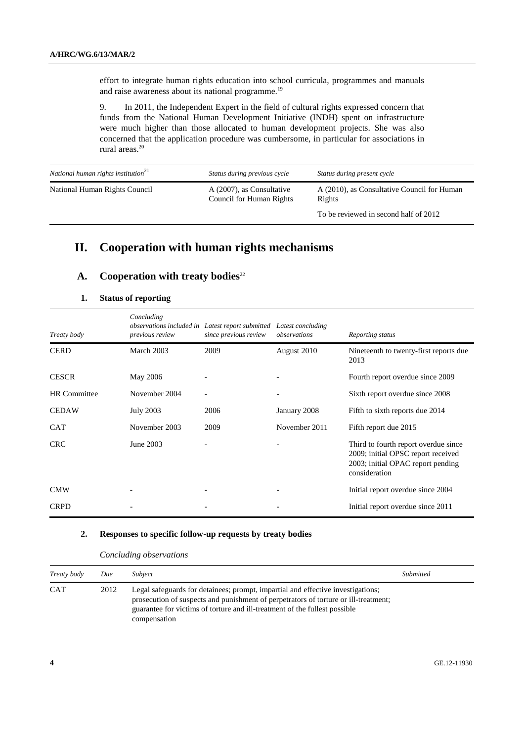effort to integrate human rights education into school curricula, programmes and manuals and raise awareness about its national programme.[19]

9. In 2011, the Independent Expert in the field of cultural rights expressed concern that funds from the National Human Development Initiative (INDH) spent on infrastructure were much higher than those allocated to human development projects. She was also concerned that the application procedure was cumbersome, in particular for associations in rural areas.[20]

| *National human rights institution*[21] | *Status during previous cycle* | *Status during present cycle* |
|---|---|---|
| National Human Rights Council | A (2007), as Consultative Council for Human Rights | A (2010), as Consultative Council for Human Rights |
| | | To be reviewed in second half of 2012 |

# II. Cooperation with human rights mechanisms

## A. Cooperation with treaty bodies[22]

### 1. Status of reporting

| *Treaty body* | *Concluding observations included in previous review* | *Latest report submitted since previous review* | *Latest concluding observations* | *Reporting status* |
|---|---|---|---|---|
| CERD | March 2003 | 2009 | August 2010 | Nineteenth to twenty-first reports due 2013 |
| CESCR | May 2006 | - | - | Fourth report overdue since 2009 |
| HR Committee | November 2004 | - | - | Sixth report overdue since 2008 |
| CEDAW | July 2003 | 2006 | January 2008 | Fifth to sixth reports due 2014 |
| CAT | November 2003 | 2009 | November 2011 | Fifth report due 2015 |
| CRC | June 2003 | - | - | Third to fourth report overdue since 2009; initial OPSC report received 2003; initial OPAC report pending consideration |
| CMW | - | - | - | Initial report overdue since 2004 |
| CRPD | - | - | - | Initial report overdue since 2011 |

### 2. Responses to specific follow-up requests by treaty bodies

*Concluding observations*

| *Treaty body* | *Due* | *Subject* | *Submitted* |
|---|---|---|---|
| CAT | 2012 | Legal safeguards for detainees; prompt, impartial and effective investigations; prosecution of suspects and punishment of perpetrators of torture or ill-treatment; guarantee for victims of torture and ill-treatment of the fullest possible compensation | |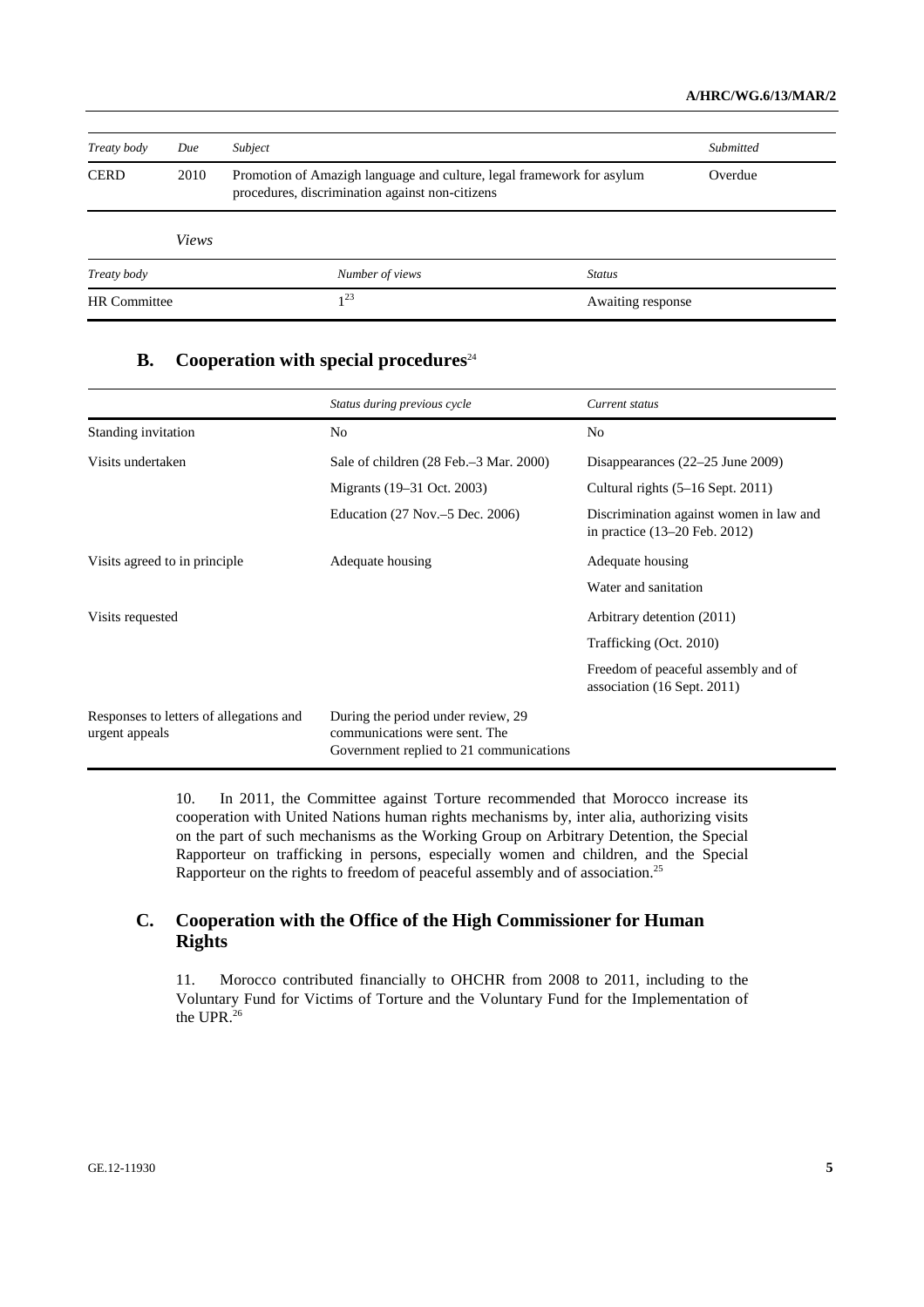| *Treaty body* | *Due* | *Subject* | *Submitted* |
|---|---|---|---|
| CERD | 2010 | Promotion of Amazigh language and culture, legal framework for asylum procedures, discrimination against non-citizens | Overdue |

*Views*

| *Treaty body* | *Number of views* | *Status* |
|---|---|---|
| HR Committee | 1[23] | Awaiting response |

## B. Cooperation with special procedures[24]

| | *Status during previous cycle* | *Current status* |
|---|---|---|
| Standing invitation | No | No |
| Visits undertaken | Sale of children (28 Feb.–3 Mar. 2000) | Disappearances (22–25 June 2009) |
| | Migrants (19–31 Oct. 2003) | Cultural rights (5–16 Sept. 2011) |
| | Education (27 Nov.–5 Dec. 2006) | Discrimination against women in law and in practice (13–20 Feb. 2012) |
| Visits agreed to in principle | Adequate housing | Adequate housing |
| | | Water and sanitation |
| Visits requested | | Arbitrary detention (2011) |
| | | Trafficking (Oct. 2010) |
| | | Freedom of peaceful assembly and of association (16 Sept. 2011) |
| Responses to letters of allegations and urgent appeals | During the period under review, 29 communications were sent. The Government replied to 21 communications | |

10. In 2011, the Committee against Torture recommended that Morocco increase its cooperation with United Nations human rights mechanisms by, inter alia, authorizing visits on the part of such mechanisms as the Working Group on Arbitrary Detention, the Special Rapporteur on trafficking in persons, especially women and children, and the Special Rapporteur on the rights to freedom of peaceful assembly and of association.[25]

## C. Cooperation with the Office of the High Commissioner for Human Rights

11. Morocco contributed financially to OHCHR from 2008 to 2011, including to the Voluntary Fund for Victims of Torture and the Voluntary Fund for the Implementation of the UPR.[26]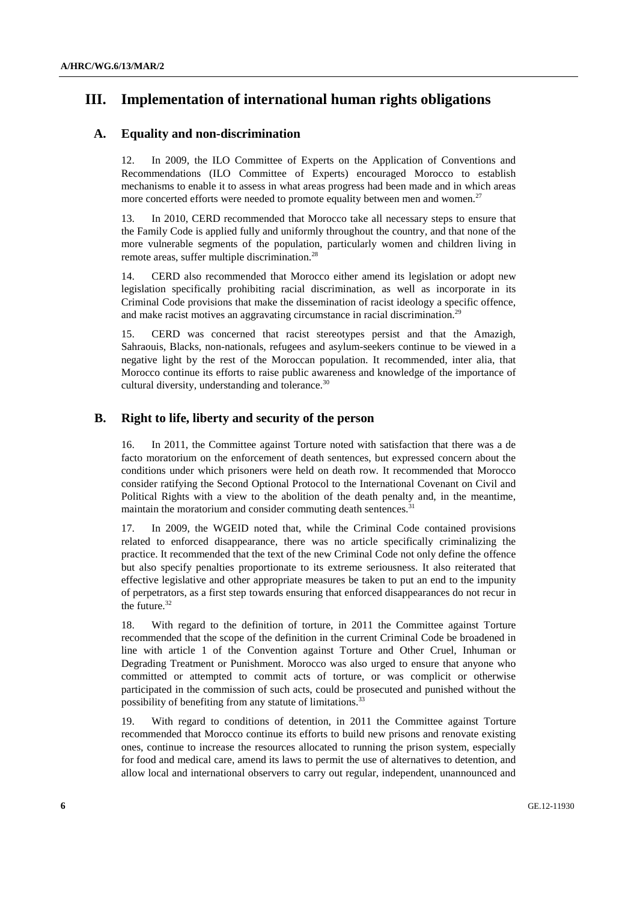# III. Implementation of international human rights obligations

## A. Equality and non-discrimination

12. In 2009, the ILO Committee of Experts on the Application of Conventions and Recommendations (ILO Committee of Experts) encouraged Morocco to establish mechanisms to enable it to assess in what areas progress had been made and in which areas more concerted efforts were needed to promote equality between men and women.[27]

13. In 2010, CERD recommended that Morocco take all necessary steps to ensure that the Family Code is applied fully and uniformly throughout the country, and that none of the more vulnerable segments of the population, particularly women and children living in remote areas, suffer multiple discrimination.[28]

14. CERD also recommended that Morocco either amend its legislation or adopt new legislation specifically prohibiting racial discrimination, as well as incorporate in its Criminal Code provisions that make the dissemination of racist ideology a specific offence, and make racist motives an aggravating circumstance in racial discrimination.[29]

15. CERD was concerned that racist stereotypes persist and that the Amazigh, Sahraouis, Blacks, non-nationals, refugees and asylum-seekers continue to be viewed in a negative light by the rest of the Moroccan population. It recommended, inter alia, that Morocco continue its efforts to raise public awareness and knowledge of the importance of cultural diversity, understanding and tolerance.[30]

## B. Right to life, liberty and security of the person

16. In 2011, the Committee against Torture noted with satisfaction that there was a de facto moratorium on the enforcement of death sentences, but expressed concern about the conditions under which prisoners were held on death row. It recommended that Morocco consider ratifying the Second Optional Protocol to the International Covenant on Civil and Political Rights with a view to the abolition of the death penalty and, in the meantime, maintain the moratorium and consider commuting death sentences.[31]

17. In 2009, the WGEID noted that, while the Criminal Code contained provisions related to enforced disappearance, there was no article specifically criminalizing the practice. It recommended that the text of the new Criminal Code not only define the offence but also specify penalties proportionate to its extreme seriousness. It also reiterated that effective legislative and other appropriate measures be taken to put an end to the impunity of perpetrators, as a first step towards ensuring that enforced disappearances do not recur in the future.[32]

18. With regard to the definition of torture, in 2011 the Committee against Torture recommended that the scope of the definition in the current Criminal Code be broadened in line with article 1 of the Convention against Torture and Other Cruel, Inhuman or Degrading Treatment or Punishment. Morocco was also urged to ensure that anyone who committed or attempted to commit acts of torture, or was complicit or otherwise participated in the commission of such acts, could be prosecuted and punished without the possibility of benefiting from any statute of limitations.[33]

19. With regard to conditions of detention, in 2011 the Committee against Torture recommended that Morocco continue its efforts to build new prisons and renovate existing ones, continue to increase the resources allocated to running the prison system, especially for food and medical care, amend its laws to permit the use of alternatives to detention, and allow local and international observers to carry out regular, independent, unannounced and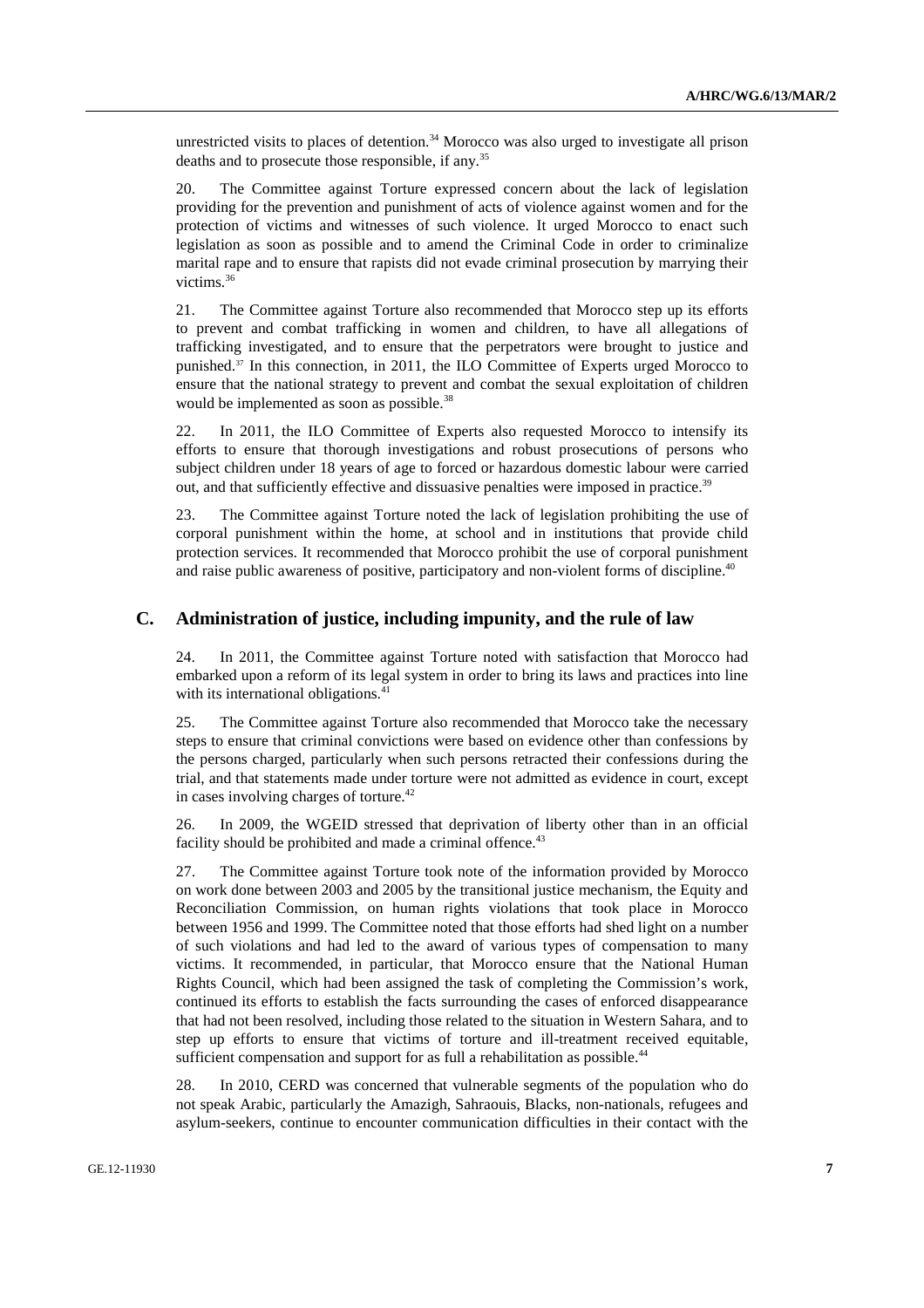unrestricted visits to places of detention.[34] Morocco was also urged to investigate all prison deaths and to prosecute those responsible, if any.[35]

20. The Committee against Torture expressed concern about the lack of legislation providing for the prevention and punishment of acts of violence against women and for the protection of victims and witnesses of such violence. It urged Morocco to enact such legislation as soon as possible and to amend the Criminal Code in order to criminalize marital rape and to ensure that rapists did not evade criminal prosecution by marrying their victims.[36]

21. The Committee against Torture also recommended that Morocco step up its efforts to prevent and combat trafficking in women and children, to have all allegations of trafficking investigated, and to ensure that the perpetrators were brought to justice and punished.[37] In this connection, in 2011, the ILO Committee of Experts urged Morocco to ensure that the national strategy to prevent and combat the sexual exploitation of children would be implemented as soon as possible.[38]

22. In 2011, the ILO Committee of Experts also requested Morocco to intensify its efforts to ensure that thorough investigations and robust prosecutions of persons who subject children under 18 years of age to forced or hazardous domestic labour were carried out, and that sufficiently effective and dissuasive penalties were imposed in practice.[39]

23. The Committee against Torture noted the lack of legislation prohibiting the use of corporal punishment within the home, at school and in institutions that provide child protection services. It recommended that Morocco prohibit the use of corporal punishment and raise public awareness of positive, participatory and non-violent forms of discipline.[40]

## C. Administration of justice, including impunity, and the rule of law

24. In 2011, the Committee against Torture noted with satisfaction that Morocco had embarked upon a reform of its legal system in order to bring its laws and practices into line with its international obligations.[41]

25. The Committee against Torture also recommended that Morocco take the necessary steps to ensure that criminal convictions were based on evidence other than confessions by the persons charged, particularly when such persons retracted their confessions during the trial, and that statements made under torture were not admitted as evidence in court, except in cases involving charges of torture.[42]

26. In 2009, the WGEID stressed that deprivation of liberty other than in an official facility should be prohibited and made a criminal offence.[43]

27. The Committee against Torture took note of the information provided by Morocco on work done between 2003 and 2005 by the transitional justice mechanism, the Equity and Reconciliation Commission, on human rights violations that took place in Morocco between 1956 and 1999. The Committee noted that those efforts had shed light on a number of such violations and had led to the award of various types of compensation to many victims. It recommended, in particular, that Morocco ensure that the National Human Rights Council, which had been assigned the task of completing the Commission's work, continued its efforts to establish the facts surrounding the cases of enforced disappearance that had not been resolved, including those related to the situation in Western Sahara, and to step up efforts to ensure that victims of torture and ill-treatment received equitable, sufficient compensation and support for as full a rehabilitation as possible.[44]

28. In 2010, CERD was concerned that vulnerable segments of the population who do not speak Arabic, particularly the Amazigh, Sahraouis, Blacks, non-nationals, refugees and asylum-seekers, continue to encounter communication difficulties in their contact with the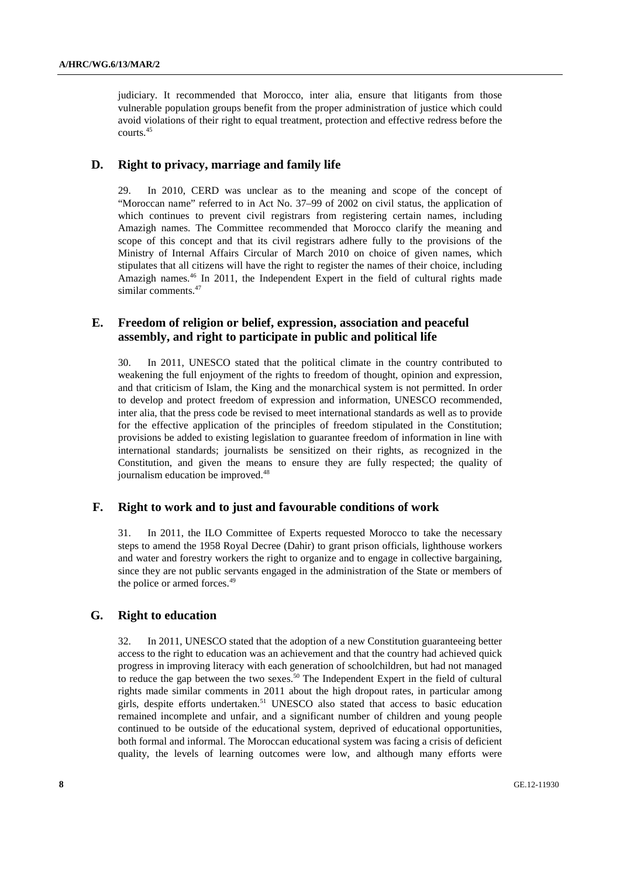judiciary. It recommended that Morocco, inter alia, ensure that litigants from those vulnerable population groups benefit from the proper administration of justice which could avoid violations of their right to equal treatment, protection and effective redress before the courts.[45]

## D. Right to privacy, marriage and family life

29. In 2010, CERD was unclear as to the meaning and scope of the concept of "Moroccan name" referred to in Act No. 37–99 of 2002 on civil status, the application of which continues to prevent civil registrars from registering certain names, including Amazigh names. The Committee recommended that Morocco clarify the meaning and scope of this concept and that its civil registrars adhere fully to the provisions of the Ministry of Internal Affairs Circular of March 2010 on choice of given names, which stipulates that all citizens will have the right to register the names of their choice, including Amazigh names.[46] In 2011, the Independent Expert in the field of cultural rights made similar comments.[47]

## E. Freedom of religion or belief, expression, association and peaceful assembly, and right to participate in public and political life

30. In 2011, UNESCO stated that the political climate in the country contributed to weakening the full enjoyment of the rights to freedom of thought, opinion and expression, and that criticism of Islam, the King and the monarchical system is not permitted. In order to develop and protect freedom of expression and information, UNESCO recommended, inter alia, that the press code be revised to meet international standards as well as to provide for the effective application of the principles of freedom stipulated in the Constitution; provisions be added to existing legislation to guarantee freedom of information in line with international standards; journalists be sensitized on their rights, as recognized in the Constitution, and given the means to ensure they are fully respected; the quality of journalism education be improved.[48]

## F. Right to work and to just and favourable conditions of work

31. In 2011, the ILO Committee of Experts requested Morocco to take the necessary steps to amend the 1958 Royal Decree (Dahir) to grant prison officials, lighthouse workers and water and forestry workers the right to organize and to engage in collective bargaining, since they are not public servants engaged in the administration of the State or members of the police or armed forces.[49]

## G. Right to education

32. In 2011, UNESCO stated that the adoption of a new Constitution guaranteeing better access to the right to education was an achievement and that the country had achieved quick progress in improving literacy with each generation of schoolchildren, but had not managed to reduce the gap between the two sexes.[50] The Independent Expert in the field of cultural rights made similar comments in 2011 about the high dropout rates, in particular among girls, despite efforts undertaken.[51] UNESCO also stated that access to basic education remained incomplete and unfair, and a significant number of children and young people continued to be outside of the educational system, deprived of educational opportunities, both formal and informal. The Moroccan educational system was facing a crisis of deficient quality, the levels of learning outcomes were low, and although many efforts were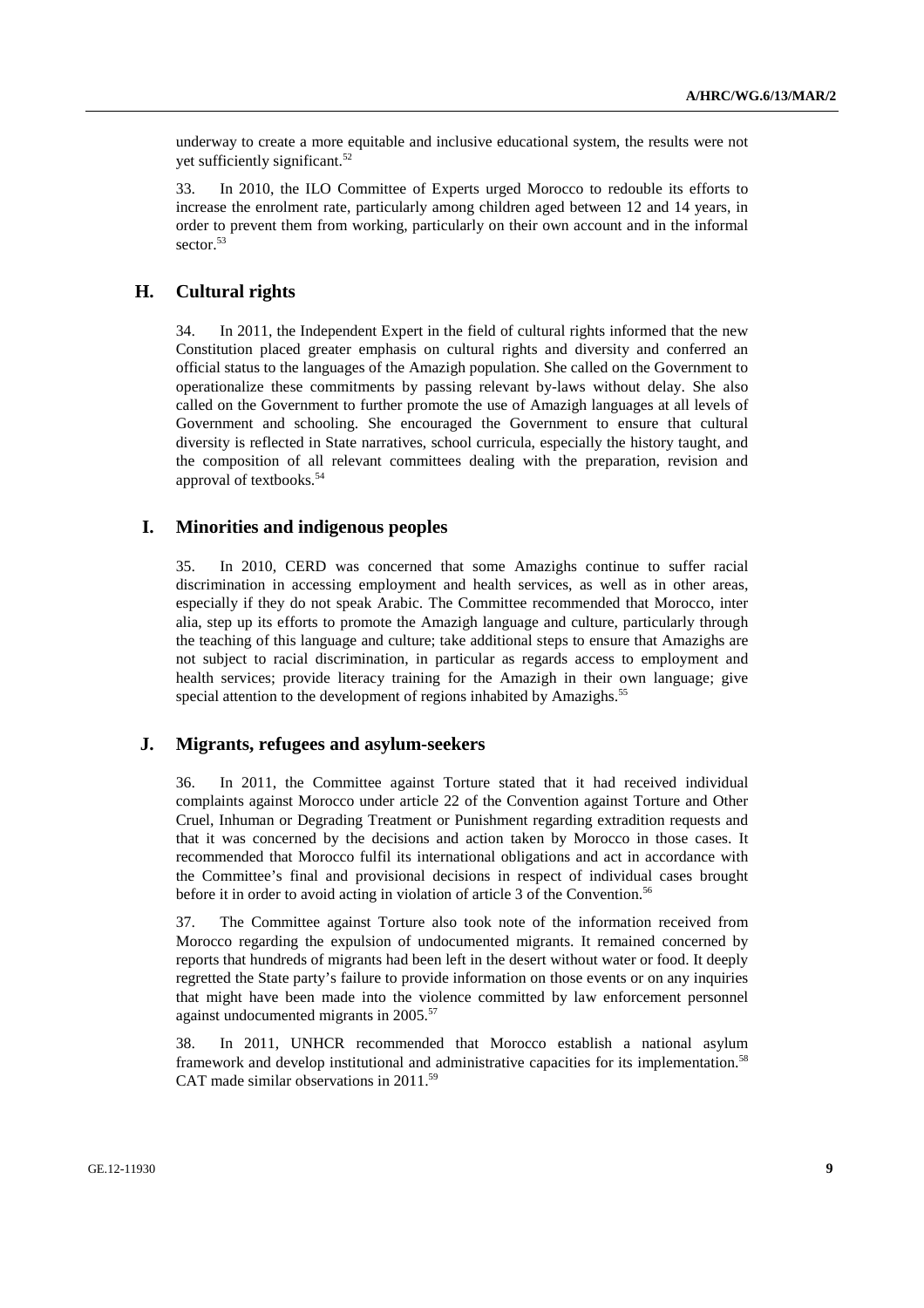underway to create a more equitable and inclusive educational system, the results were not yet sufficiently significant.[52]

33. In 2010, the ILO Committee of Experts urged Morocco to redouble its efforts to increase the enrolment rate, particularly among children aged between 12 and 14 years, in order to prevent them from working, particularly on their own account and in the informal sector.[53]

## H. Cultural rights

34. In 2011, the Independent Expert in the field of cultural rights informed that the new Constitution placed greater emphasis on cultural rights and diversity and conferred an official status to the languages of the Amazigh population. She called on the Government to operationalize these commitments by passing relevant by-laws without delay. She also called on the Government to further promote the use of Amazigh languages at all levels of Government and schooling. She encouraged the Government to ensure that cultural diversity is reflected in State narratives, school curricula, especially the history taught, and the composition of all relevant committees dealing with the preparation, revision and approval of textbooks.[54]

## I. Minorities and indigenous peoples

35. In 2010, CERD was concerned that some Amazighs continue to suffer racial discrimination in accessing employment and health services, as well as in other areas, especially if they do not speak Arabic. The Committee recommended that Morocco, inter alia, step up its efforts to promote the Amazigh language and culture, particularly through the teaching of this language and culture; take additional steps to ensure that Amazighs are not subject to racial discrimination, in particular as regards access to employment and health services; provide literacy training for the Amazigh in their own language; give special attention to the development of regions inhabited by Amazighs.[55]

## J. Migrants, refugees and asylum-seekers

36. In 2011, the Committee against Torture stated that it had received individual complaints against Morocco under article 22 of the Convention against Torture and Other Cruel, Inhuman or Degrading Treatment or Punishment regarding extradition requests and that it was concerned by the decisions and action taken by Morocco in those cases. It recommended that Morocco fulfil its international obligations and act in accordance with the Committee's final and provisional decisions in respect of individual cases brought before it in order to avoid acting in violation of article 3 of the Convention.[56]

37. The Committee against Torture also took note of the information received from Morocco regarding the expulsion of undocumented migrants. It remained concerned by reports that hundreds of migrants had been left in the desert without water or food. It deeply regretted the State party's failure to provide information on those events or on any inquiries that might have been made into the violence committed by law enforcement personnel against undocumented migrants in 2005.[57]

38. In 2011, UNHCR recommended that Morocco establish a national asylum framework and develop institutional and administrative capacities for its implementation.[58] CAT made similar observations in 2011.[59]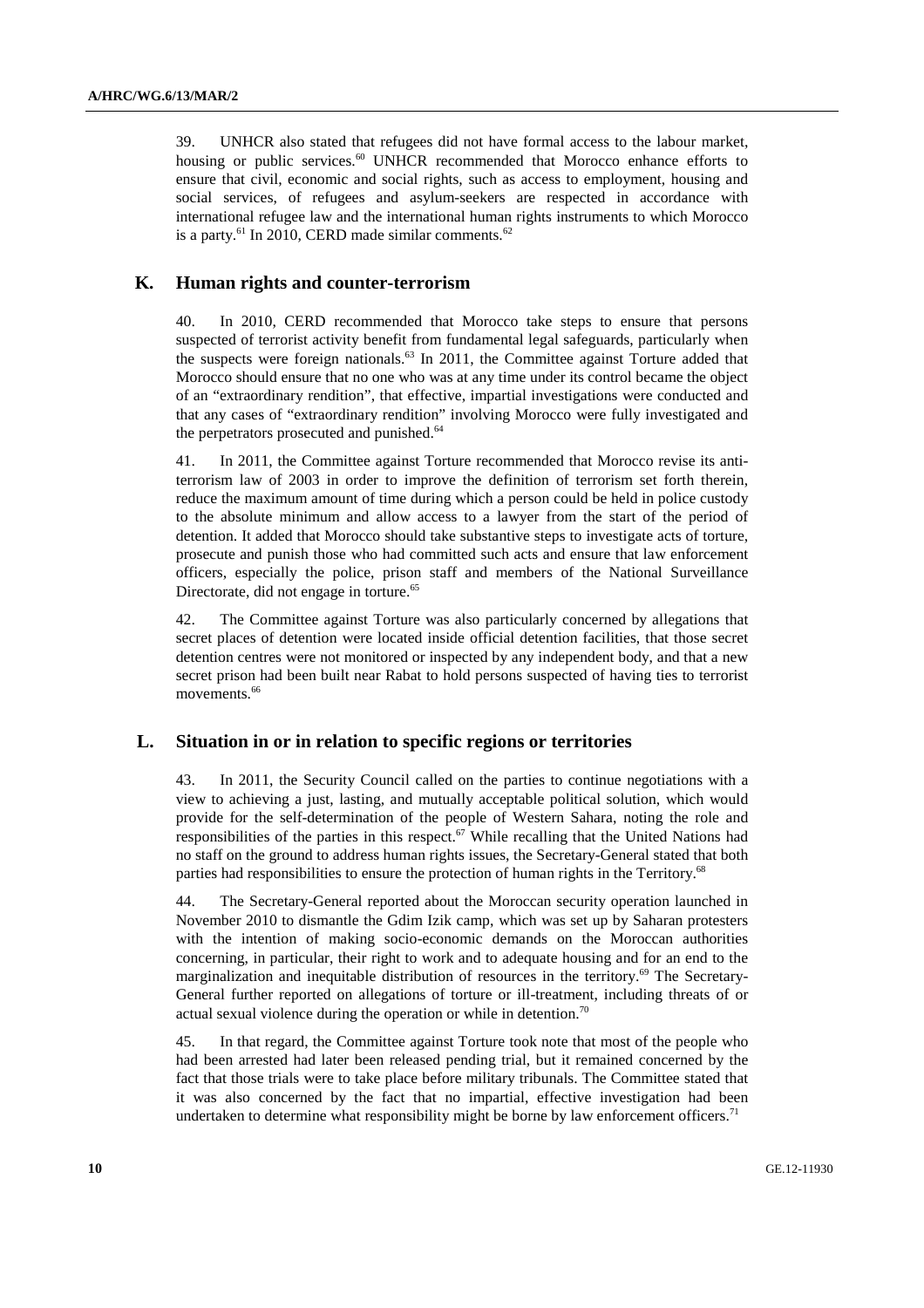39. UNHCR also stated that refugees did not have formal access to the labour market, housing or public services.[60] UNHCR recommended that Morocco enhance efforts to ensure that civil, economic and social rights, such as access to employment, housing and social services, of refugees and asylum-seekers are respected in accordance with international refugee law and the international human rights instruments to which Morocco is a party.[61] In 2010, CERD made similar comments.[62]

## K. Human rights and counter-terrorism

40. In 2010, CERD recommended that Morocco take steps to ensure that persons suspected of terrorist activity benefit from fundamental legal safeguards, particularly when the suspects were foreign nationals.[63] In 2011, the Committee against Torture added that Morocco should ensure that no one who was at any time under its control became the object of an "extraordinary rendition", that effective, impartial investigations were conducted and that any cases of "extraordinary rendition" involving Morocco were fully investigated and the perpetrators prosecuted and punished.[64]

41. In 2011, the Committee against Torture recommended that Morocco revise its anti-terrorism law of 2003 in order to improve the definition of terrorism set forth therein, reduce the maximum amount of time during which a person could be held in police custody to the absolute minimum and allow access to a lawyer from the start of the period of detention. It added that Morocco should take substantive steps to investigate acts of torture, prosecute and punish those who had committed such acts and ensure that law enforcement officers, especially the police, prison staff and members of the National Surveillance Directorate, did not engage in torture.[65]

42. The Committee against Torture was also particularly concerned by allegations that secret places of detention were located inside official detention facilities, that those secret detention centres were not monitored or inspected by any independent body, and that a new secret prison had been built near Rabat to hold persons suspected of having ties to terrorist movements.[66]

## L. Situation in or in relation to specific regions or territories

43. In 2011, the Security Council called on the parties to continue negotiations with a view to achieving a just, lasting, and mutually acceptable political solution, which would provide for the self-determination of the people of Western Sahara, noting the role and responsibilities of the parties in this respect.[67] While recalling that the United Nations had no staff on the ground to address human rights issues, the Secretary-General stated that both parties had responsibilities to ensure the protection of human rights in the Territory.[68]

44. The Secretary-General reported about the Moroccan security operation launched in November 2010 to dismantle the Gdim Izik camp, which was set up by Saharan protesters with the intention of making socio-economic demands on the Moroccan authorities concerning, in particular, their right to work and to adequate housing and for an end to the marginalization and inequitable distribution of resources in the territory.[69] The Secretary-General further reported on allegations of torture or ill-treatment, including threats of or actual sexual violence during the operation or while in detention.[70]

45. In that regard, the Committee against Torture took note that most of the people who had been arrested had later been released pending trial, but it remained concerned by the fact that those trials were to take place before military tribunals. The Committee stated that it was also concerned by the fact that no impartial, effective investigation had been undertaken to determine what responsibility might be borne by law enforcement officers.[71]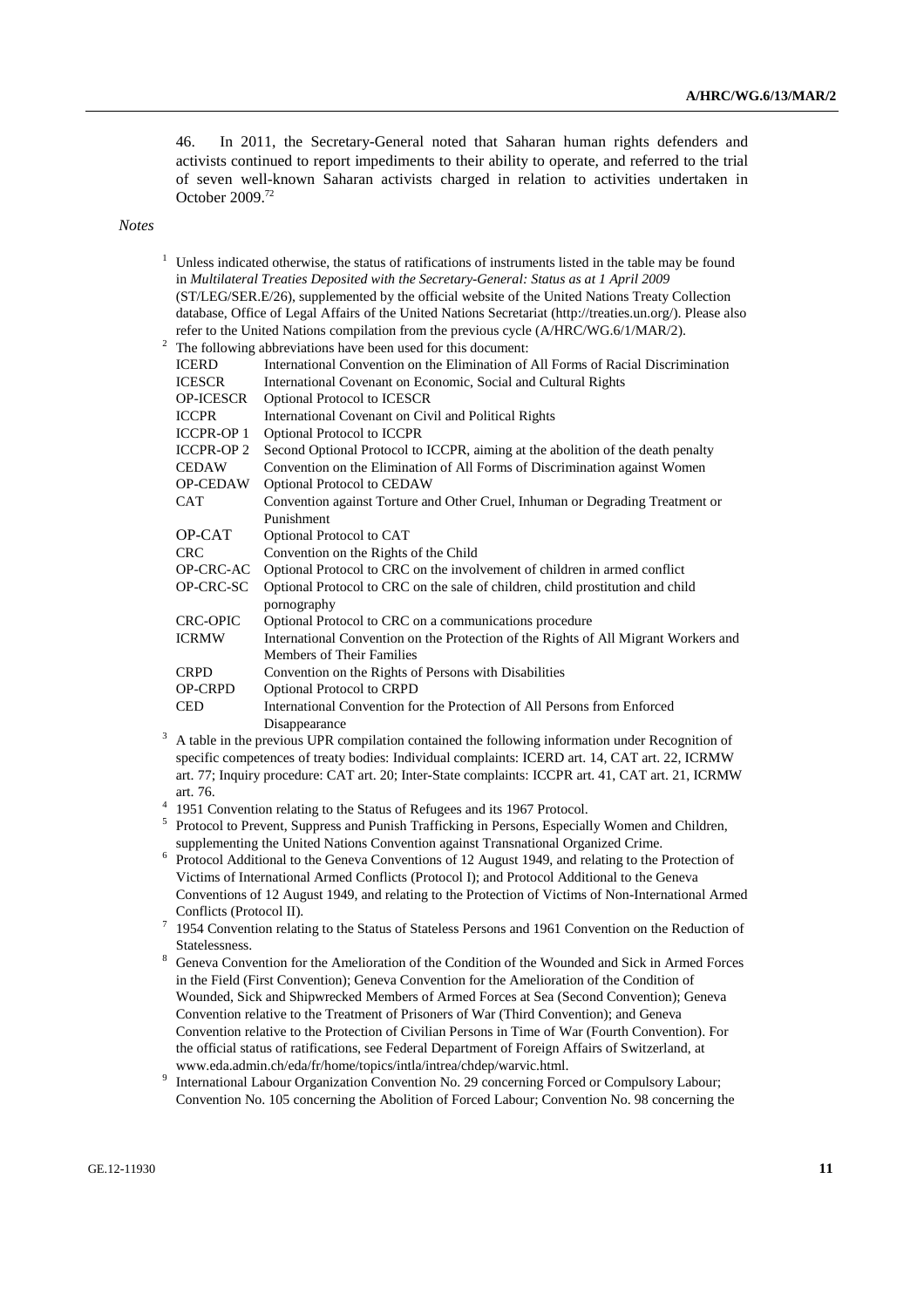46. In 2011, the Secretary-General noted that Saharan human rights defenders and activists continued to report impediments to their ability to operate, and referred to the trial of seven well-known Saharan activists charged in relation to activities undertaken in October 2009.[72]

*Notes*

[1] Unless indicated otherwise, the status of ratifications of instruments listed in the table may be found in *Multilateral Treaties Deposited with the Secretary-General: Status as at 1 April 2009* (ST/LEG/SER.E/26), supplemented by the official website of the United Nations Treaty Collection database, Office of Legal Affairs of the United Nations Secretariat (http://treaties.un.org/). Please also refer to the United Nations compilation from the previous cycle (A/HRC/WG.6/1/MAR/2).

[2] The following abbreviations have been used for this document:

| | |
|---|---|
| ICERD | International Convention on the Elimination of All Forms of Racial Discrimination |
| ICESCR | International Covenant on Economic, Social and Cultural Rights |
| OP-ICESCR | Optional Protocol to ICESCR |
| ICCPR | International Covenant on Civil and Political Rights |
| ICCPR-OP 1 | Optional Protocol to ICCPR |
| ICCPR-OP 2 | Second Optional Protocol to ICCPR, aiming at the abolition of the death penalty |
| CEDAW | Convention on the Elimination of All Forms of Discrimination against Women |
| OP-CEDAW | Optional Protocol to CEDAW |
| CAT | Convention against Torture and Other Cruel, Inhuman or Degrading Treatment or Punishment |
| OP-CAT | Optional Protocol to CAT |
| CRC | Convention on the Rights of the Child |
| OP-CRC-AC | Optional Protocol to CRC on the involvement of children in armed conflict |
| OP-CRC-SC | Optional Protocol to CRC on the sale of children, child prostitution and child pornography |
| CRC-OPIC | Optional Protocol to CRC on a communications procedure |
| ICRMW | International Convention on the Protection of the Rights of All Migrant Workers and Members of Their Families |
| CRPD | Convention on the Rights of Persons with Disabilities |
| OP-CRPD | Optional Protocol to CRPD |
| CED | International Convention for the Protection of All Persons from Enforced Disappearance |

[3] A table in the previous UPR compilation contained the following information under Recognition of specific competences of treaty bodies: Individual complaints: ICERD art. 14, CAT art. 22, ICRMW art. 77; Inquiry procedure: CAT art. 20; Inter-State complaints: ICCPR art. 41, CAT art. 21, ICRMW art. 76.

[4] 1951 Convention relating to the Status of Refugees and its 1967 Protocol.

[5] Protocol to Prevent, Suppress and Punish Trafficking in Persons, Especially Women and Children, supplementing the United Nations Convention against Transnational Organized Crime.

[6] Protocol Additional to the Geneva Conventions of 12 August 1949, and relating to the Protection of Victims of International Armed Conflicts (Protocol I); and Protocol Additional to the Geneva Conventions of 12 August 1949, and relating to the Protection of Victims of Non-International Armed Conflicts (Protocol II).

[7] 1954 Convention relating to the Status of Stateless Persons and 1961 Convention on the Reduction of Statelessness.

[8] Geneva Convention for the Amelioration of the Condition of the Wounded and Sick in Armed Forces in the Field (First Convention); Geneva Convention for the Amelioration of the Condition of Wounded, Sick and Shipwrecked Members of Armed Forces at Sea (Second Convention); Geneva Convention relative to the Treatment of Prisoners of War (Third Convention); and Geneva Convention relative to the Protection of Civilian Persons in Time of War (Fourth Convention). For the official status of ratifications, see Federal Department of Foreign Affairs of Switzerland, at www.eda.admin.ch/eda/fr/home/topics/intla/intrea/chdep/warvic.html.

[9] International Labour Organization Convention No. 29 concerning Forced or Compulsory Labour; Convention No. 105 concerning the Abolition of Forced Labour; Convention No. 98 concerning the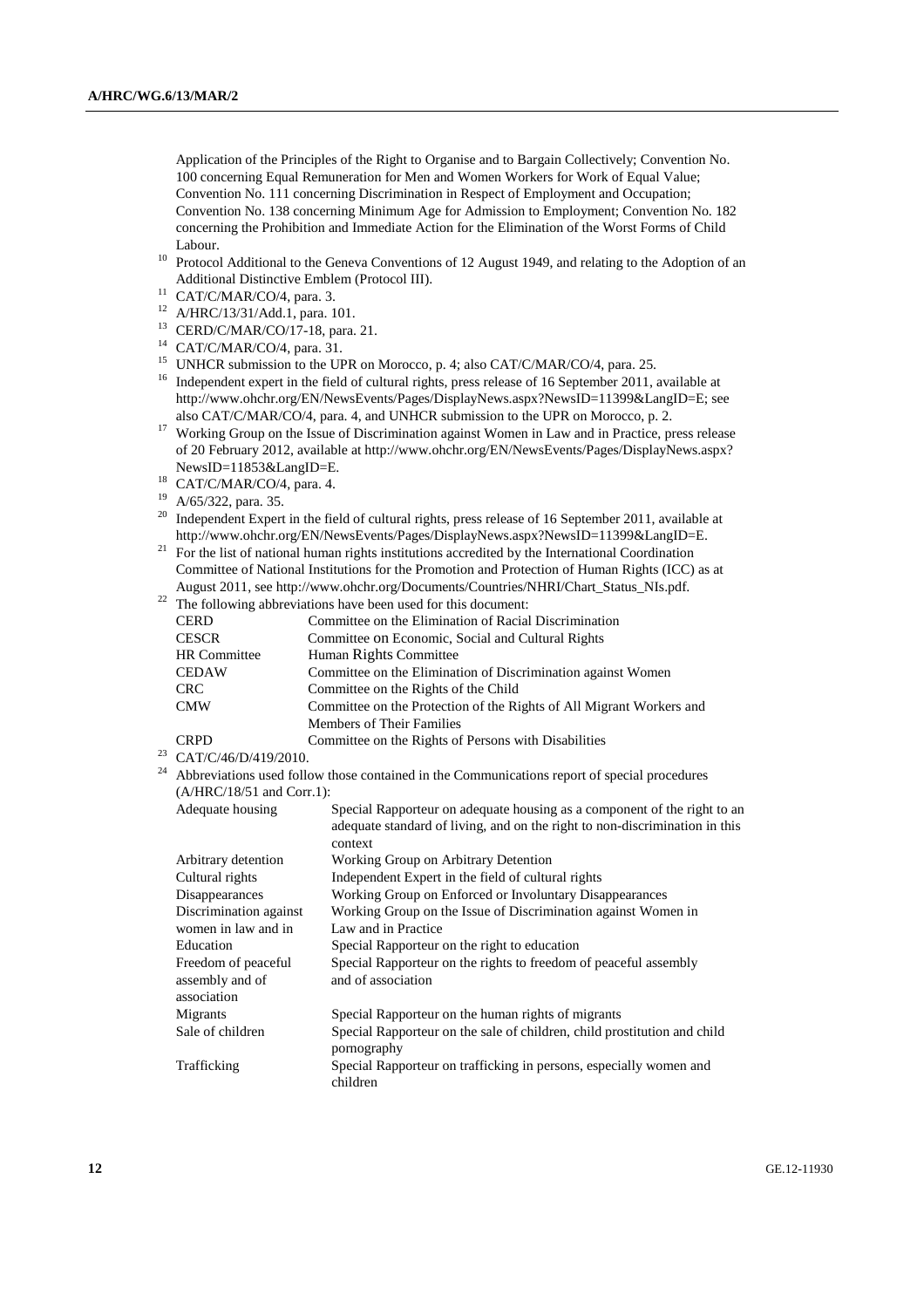Application of the Principles of the Right to Organise and to Bargain Collectively; Convention No. 100 concerning Equal Remuneration for Men and Women Workers for Work of Equal Value; Convention No. 111 concerning Discrimination in Respect of Employment and Occupation; Convention No. 138 concerning Minimum Age for Admission to Employment; Convention No. 182 concerning the Prohibition and Immediate Action for the Elimination of the Worst Forms of Child Labour.

[10] Protocol Additional to the Geneva Conventions of 12 August 1949, and relating to the Adoption of an Additional Distinctive Emblem (Protocol III).

[11] CAT/C/MAR/CO/4, para. 3.

[12] A/HRC/13/31/Add.1, para. 101.

[13] CERD/C/MAR/CO/17-18, para. 21.

[14] CAT/C/MAR/CO/4, para. 31.

[15] UNHCR submission to the UPR on Morocco, p. 4; also CAT/C/MAR/CO/4, para. 25.

[16] Independent expert in the field of cultural rights, press release of 16 September 2011, available at http://www.ohchr.org/EN/NewsEvents/Pages/DisplayNews.aspx?NewsID=11399&LangID=E; see also CAT/C/MAR/CO/4, para. 4, and UNHCR submission to the UPR on Morocco, p. 2.

[17] Working Group on the Issue of Discrimination against Women in Law and in Practice, press release of 20 February 2012, available at http://www.ohchr.org/EN/NewsEvents/Pages/DisplayNews.aspx?NewsID=11853&LangID=E.

[18] CAT/C/MAR/CO/4, para. 4.

[19] A/65/322, para. 35.

[20] Independent Expert in the field of cultural rights, press release of 16 September 2011, available at http://www.ohchr.org/EN/NewsEvents/Pages/DisplayNews.aspx?NewsID=11399&LangID=E.

[21] For the list of national human rights institutions accredited by the International Coordination Committee of National Institutions for the Promotion and Protection of Human Rights (ICC) as at August 2011, see http://www.ohchr.org/Documents/Countries/NHRI/Chart_Status_NIs.pdf.

[22] The following abbreviations have been used for this document:

| | |
|---|---|
| CERD | Committee on the Elimination of Racial Discrimination |
| CESCR | Committee on Economic, Social and Cultural Rights |
| HR Committee | Human Rights Committee |
| CEDAW | Committee on the Elimination of Discrimination against Women |
| CRC | Committee on the Rights of the Child |
| CMW | Committee on the Protection of the Rights of All Migrant Workers and Members of Their Families |
| CRPD | Committee on the Rights of Persons with Disabilities |

[23] CAT/C/46/D/419/2010.

[24] Abbreviations used follow those contained in the Communications report of special procedures (A/HRC/18/51 and Corr.1):

| | |
|---|---|
| Adequate housing | Special Rapporteur on adequate housing as a component of the right to an adequate standard of living, and on the right to non-discrimination in this context |
| Arbitrary detention | Working Group on Arbitrary Detention |
| Cultural rights | Independent Expert in the field of cultural rights |
| Disappearances | Working Group on Enforced or Involuntary Disappearances |
| Discrimination against women in law and in | Working Group on the Issue of Discrimination against Women in Law and in Practice |
| Education | Special Rapporteur on the right to education |
| Freedom of peaceful assembly and of association | Special Rapporteur on the rights to freedom of peaceful assembly and of association |
| Migrants | Special Rapporteur on the human rights of migrants |
| Sale of children | Special Rapporteur on the sale of children, child prostitution and child pornography |
| Trafficking | Special Rapporteur on trafficking in persons, especially women and children |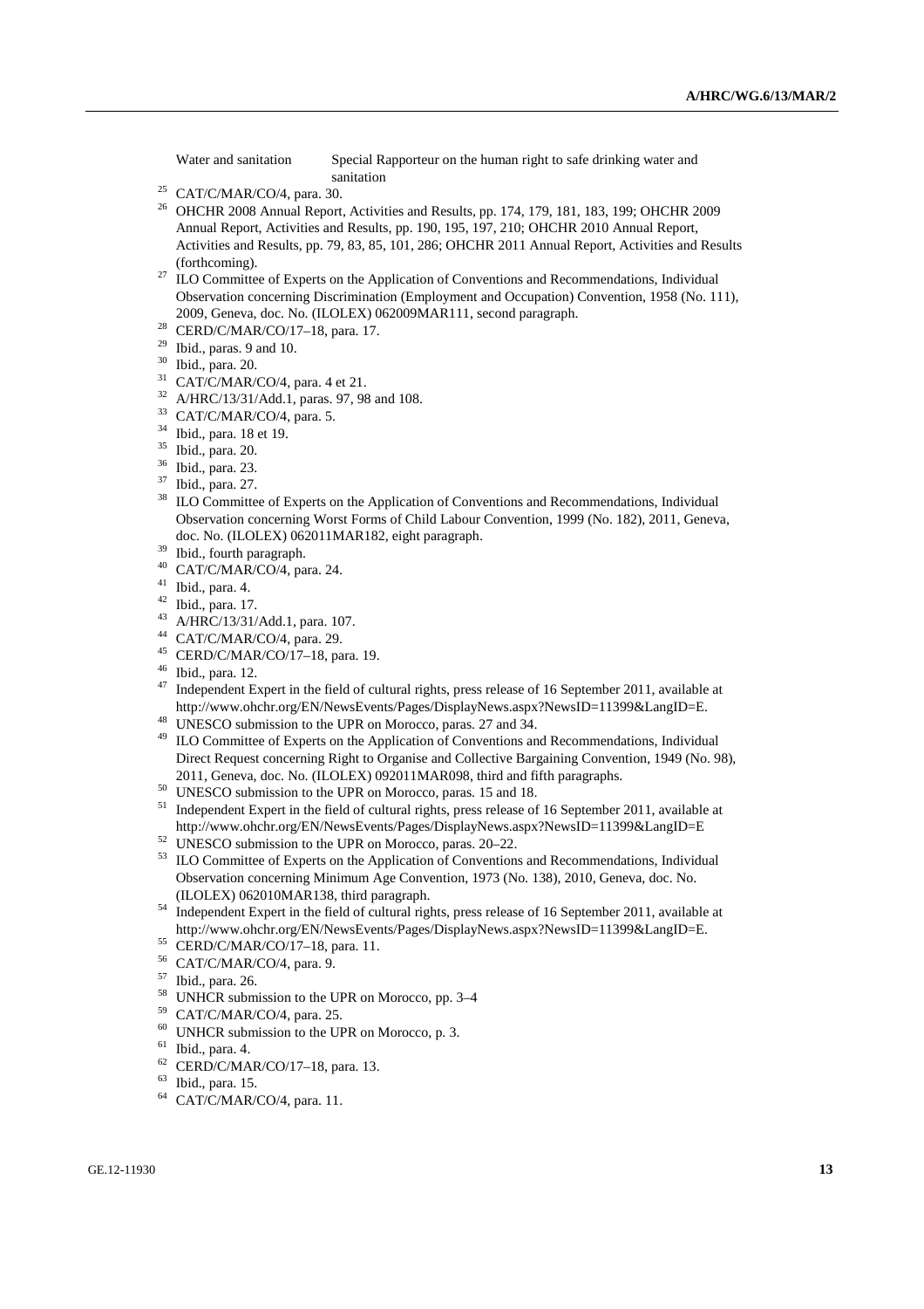| Water and sanitation | Special Rapporteur on the human right to safe drinking water and sanitation |
|---|---|

[25] CAT/C/MAR/CO/4, para. 30.

[26] OHCHR 2008 Annual Report, Activities and Results, pp. 174, 179, 181, 183, 199; OHCHR 2009 Annual Report, Activities and Results, pp. 190, 195, 197, 210; OHCHR 2010 Annual Report, Activities and Results, pp. 79, 83, 85, 101, 286; OHCHR 2011 Annual Report, Activities and Results (forthcoming).

[27] ILO Committee of Experts on the Application of Conventions and Recommendations, Individual Observation concerning Discrimination (Employment and Occupation) Convention, 1958 (No. 111), 2009, Geneva, doc. No. (ILOLEX) 062009MAR111, second paragraph.

[28] CERD/C/MAR/CO/17–18, para. 17.

[29] Ibid., paras. 9 and 10.

[30] Ibid., para. 20.

[31] CAT/C/MAR/CO/4, para. 4 et 21.

[32] A/HRC/13/31/Add.1, paras. 97, 98 and 108.

[33] CAT/C/MAR/CO/4, para. 5.

[34] Ibid., para. 18 et 19.

[35] Ibid., para. 20.

[36] Ibid., para. 23.

[37] Ibid., para. 27.

[38] ILO Committee of Experts on the Application of Conventions and Recommendations, Individual Observation concerning Worst Forms of Child Labour Convention, 1999 (No. 182), 2011, Geneva, doc. No. (ILOLEX) 062011MAR182, eight paragraph.

[39] Ibid., fourth paragraph.

[40] CAT/C/MAR/CO/4, para. 24.

[41] Ibid., para. 4.

[42] Ibid., para. 17.

[43] A/HRC/13/31/Add.1, para. 107.

[44] CAT/C/MAR/CO/4, para. 29.

[45] CERD/C/MAR/CO/17–18, para. 19.

[46] Ibid., para. 12.

[47] Independent Expert in the field of cultural rights, press release of 16 September 2011, available at http://www.ohchr.org/EN/NewsEvents/Pages/DisplayNews.aspx?NewsID=11399&LangID=E.

[48] UNESCO submission to the UPR on Morocco, paras. 27 and 34.

[49] ILO Committee of Experts on the Application of Conventions and Recommendations, Individual Direct Request concerning Right to Organise and Collective Bargaining Convention, 1949 (No. 98), 2011, Geneva, doc. No. (ILOLEX) 092011MAR098, third and fifth paragraphs.

[50] UNESCO submission to the UPR on Morocco, paras. 15 and 18.

[51] Independent Expert in the field of cultural rights, press release of 16 September 2011, available at http://www.ohchr.org/EN/NewsEvents/Pages/DisplayNews.aspx?NewsID=11399&LangID=E

[52] UNESCO submission to the UPR on Morocco, paras. 20–22.

[53] ILO Committee of Experts on the Application of Conventions and Recommendations, Individual Observation concerning Minimum Age Convention, 1973 (No. 138), 2010, Geneva, doc. No. (ILOLEX) 062010MAR138, third paragraph.

[54] Independent Expert in the field of cultural rights, press release of 16 September 2011, available at http://www.ohchr.org/EN/NewsEvents/Pages/DisplayNews.aspx?NewsID=11399&LangID=E.

[55] CERD/C/MAR/CO/17–18, para. 11.

[56] CAT/C/MAR/CO/4, para. 9.

[57] Ibid., para. 26.

[58] UNHCR submission to the UPR on Morocco, pp. 3–4

[59] CAT/C/MAR/CO/4, para. 25.

[60] UNHCR submission to the UPR on Morocco, p. 3.

[61] Ibid., para. 4.

[62] CERD/C/MAR/CO/17–18, para. 13.

[63] Ibid., para. 15.

[64] CAT/C/MAR/CO/4, para. 11.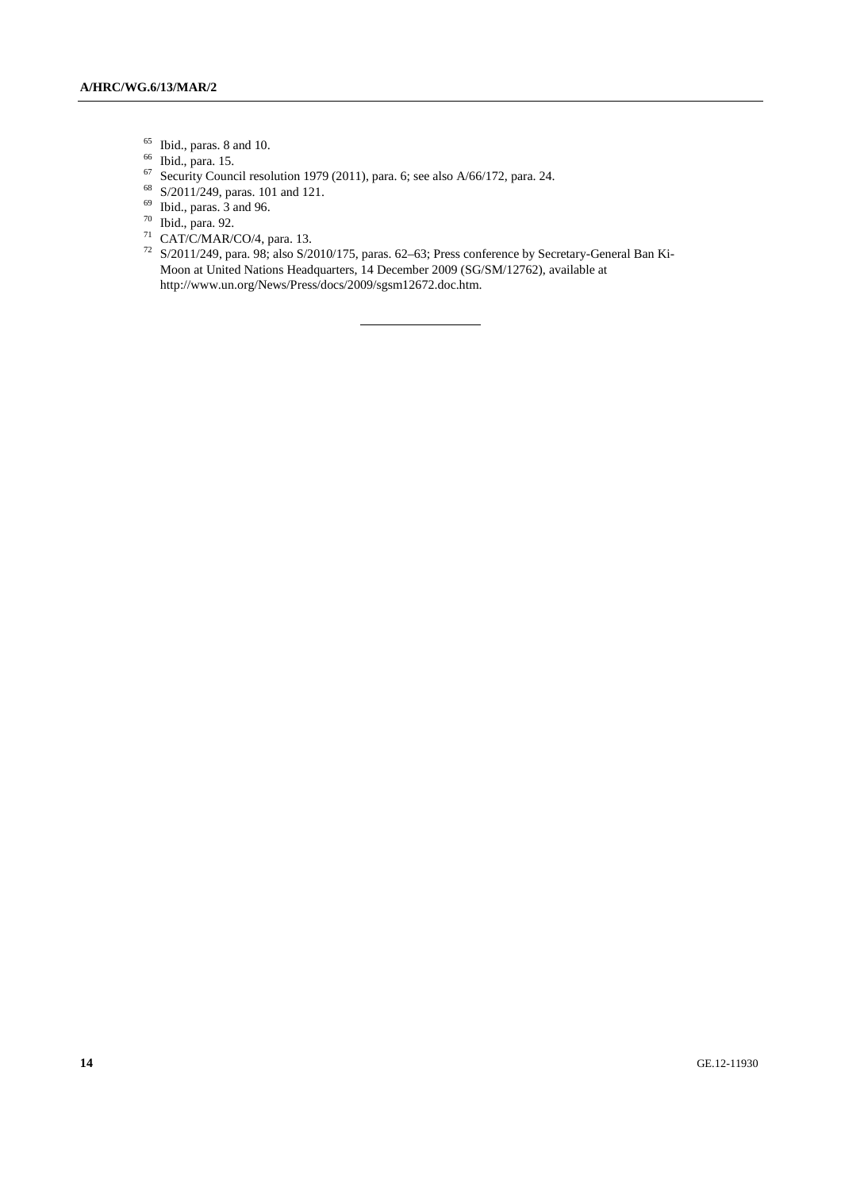[65] Ibid., paras. 8 and 10.

[66] Ibid., para. 15.

[67] Security Council resolution 1979 (2011), para. 6; see also A/66/172, para. 24.

[68] S/2011/249, paras. 101 and 121.

[69] Ibid., paras. 3 and 96.

[70] Ibid., para. 92.

[71] CAT/C/MAR/CO/4, para. 13.

[72] S/2011/249, para. 98; also S/2010/175, paras. 62–63; Press conference by Secretary-General Ban Ki-Moon at United Nations Headquarters, 14 December 2009 (SG/SM/12762), available at http://www.un.org/News/Press/docs/2009/sgsm12672.doc.htm.